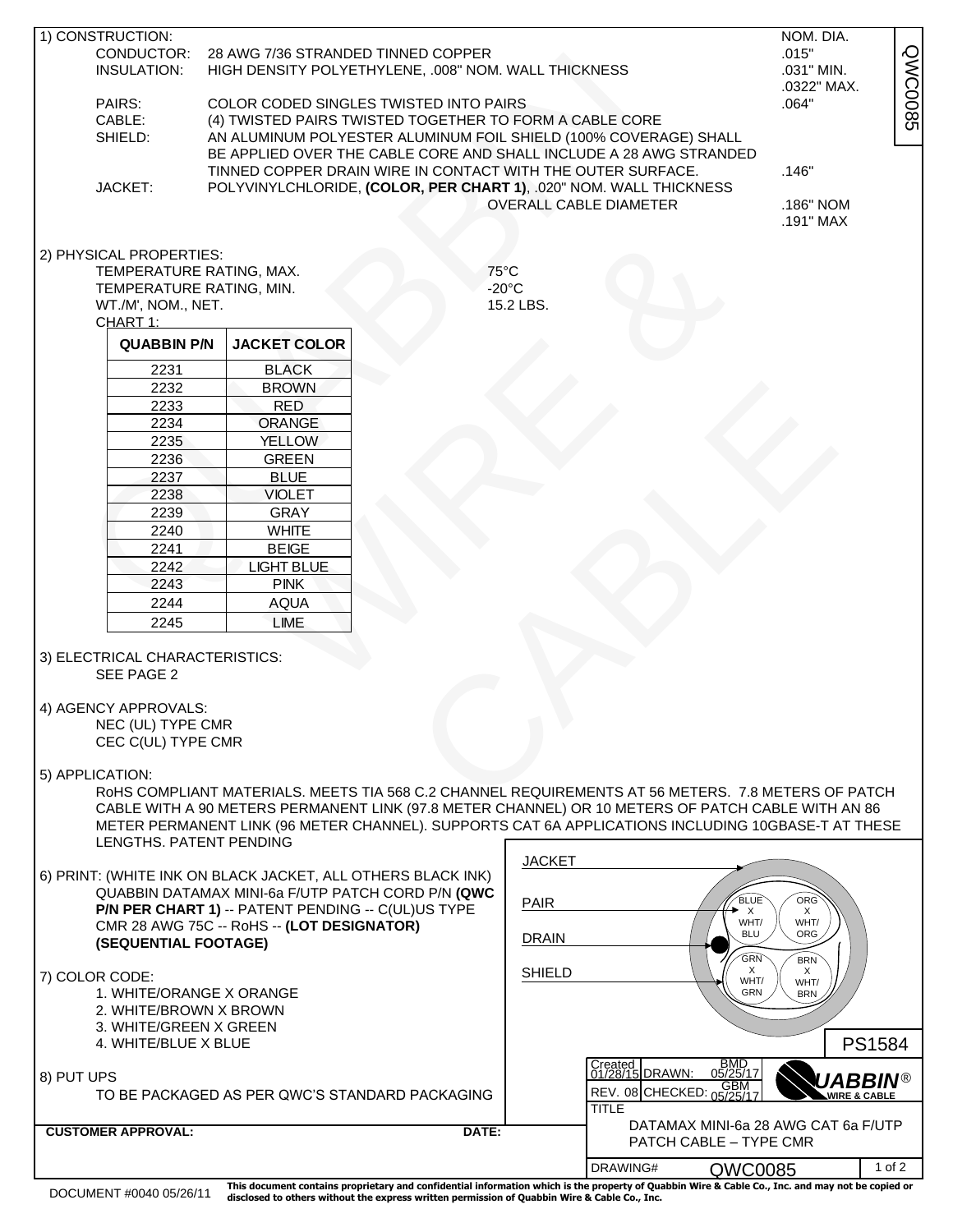QWC0085

## 1) CONSTRUCTION:

| | | NOM. DIA. |
|---|---|---|
| CONDUCTOR: | 28 AWG 7/36 STRANDED TINNED COPPER | .015" |
| INSULATION: | HIGH DENSITY POLYETHYLENE, .008" NOM. WALL THICKNESS | .031" MIN. .0322" MAX. |
| PAIRS: | COLOR CODED SINGLES TWISTED INTO PAIRS | .064" |
| CABLE: | (4) TWISTED PAIRS TWISTED TOGETHER TO FORM A CABLE CORE | |
| SHIELD: | AN ALUMINUM POLYESTER ALUMINUM FOIL SHIELD (100% COVERAGE) SHALL BE APPLIED OVER THE CABLE CORE AND SHALL INCLUDE A 28 AWG STRANDED TINNED COPPER DRAIN WIRE IN CONTACT WITH THE OUTER SURFACE. | .146" |
| JACKET: | POLYVINYLCHLORIDE, **(COLOR, PER CHART 1)**, .020" NOM. WALL THICKNESS | |
| | OVERALL CABLE DIAMETER | .186" NOM .191" MAX |

## 2) PHYSICAL PROPERTIES:

TEMPERATURE RATING, MAX. 75°C
TEMPERATURE RATING, MIN. -20°C
WT./M', NOM., NET. 15.2 LBS.

CHART 1:

| QUABBIN P/N | JACKET COLOR |
|---|---|
| 2231 | BLACK |
| 2232 | BROWN |
| 2233 | RED |
| 2234 | ORANGE |
| 2235 | YELLOW |
| 2236 | GREEN |
| 2237 | BLUE |
| 2238 | VIOLET |
| 2239 | GRAY |
| 2240 | WHITE |
| 2241 | BEIGE |
| 2242 | LIGHT BLUE |
| 2243 | PINK |
| 2244 | AQUA |
| 2245 | LIME |

## 3) ELECTRICAL CHARACTERISTICS:

SEE PAGE 2

## 4) AGENCY APPROVALS:

NEC (UL) TYPE CMR
CEC C(UL) TYPE CMR

## 5) APPLICATION:

RoHS COMPLIANT MATERIALS. MEETS TIA 568 C.2 CHANNEL REQUIREMENTS AT 56 METERS. 7.8 METERS OF PATCH CABLE WITH A 90 METERS PERMANENT LINK (97.8 METER CHANNEL) OR 10 METERS OF PATCH CABLE WITH AN 86 METER PERMANENT LINK (96 METER CHANNEL). SUPPORTS CAT 6A APPLICATIONS INCLUDING 10GBASE-T AT THESE LENGTHS. PATENT PENDING

## 6) PRINT: (WHITE INK ON BLACK JACKET, ALL OTHERS BLACK INK)

QUABBIN DATAMAX MINI-6a F/UTP PATCH CORD P/N **(QWC P/N PER CHART 1)** -- PATENT PENDING -- C(UL)US TYPE CMR 28 AWG 75C -- RoHS -- **(LOT DESIGNATOR) (SEQUENTIAL FOOTAGE)**

## 7) COLOR CODE:

1. WHITE/ORANGE X ORANGE
2. WHITE/BROWN X BROWN
3. WHITE/GREEN X GREEN
4. WHITE/BLUE X BLUE

JACKET
PAIR
DRAIN
SHIELD

BLUE X WHT/BLU — ORG X WHT/ORG — GRN X WHT/GRN — BRN X WHT/BRN

PS1584

## 8) PUT UPS

TO BE PACKAGED AS PER QWC'S STANDARD PACKAGING

| | |
|---|---|
| Created 01/28/15 | DRAWN: BMD 05/25/17 |
| REV. 08 | CHECKED: GBM 05/25/17 |

QUABBIN® WIRE & CABLE

TITLE: DATAMAX MINI-6a 28 AWG CAT 6a F/UTP PATCH CABLE – TYPE CMR

DRAWING# QWC0085

**CUSTOMER APPROVAL:** **DATE:**

DOCUMENT #0040 05/26/11

**This document contains proprietary and confidential information which is the property of Quabbin Wire & Cable Co., Inc. and may not be copied or disclosed to others without the express written permission of Quabbin Wire & Cable Co., Inc.**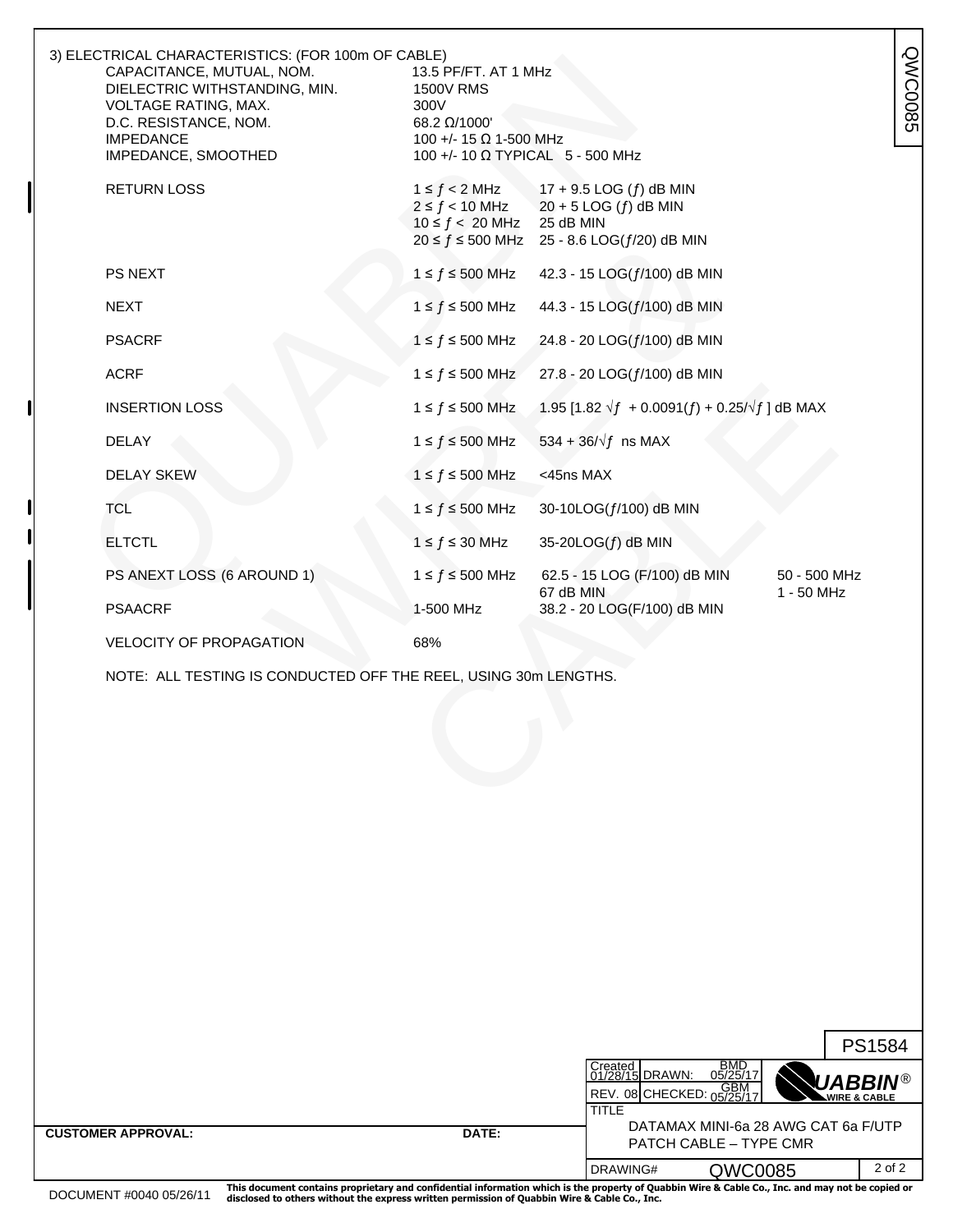3) ELECTRICAL CHARACTERISTICS: (FOR 100m OF CABLE)

| | | | |
|---|---|---|---|
| CAPACITANCE, MUTUAL, NOM. | 13.5 PF/FT. AT 1 MHz | | |
| DIELECTRIC WITHSTANDING, MIN. | 1500V RMS | | |
| VOLTAGE RATING, MAX. | 300V | | |
| D.C. RESISTANCE, NOM. | 68.2 Ω/1000' | | |
| IMPEDANCE | 100 +/- 15 Ω 1-500 MHz | | |
| IMPEDANCE, SMOOTHED | 100 +/- 10 Ω TYPICAL 5 - 500 MHz | | |
| RETURN LOSS | $1 \leq f < 2$ MHz | 17 + 9.5 LOG ($f$) dB MIN | |
| | $2 \leq f < 10$ MHz | 20 + 5 LOG ($f$) dB MIN | |
| | $10 \leq f < 20$ MHz | 25 dB MIN | |
| | $20 \leq f \leq 500$ MHz | 25 - 8.6 LOG($f$/20) dB MIN | |
| PS NEXT | $1 \leq f \leq 500$ MHz | 42.3 - 15 LOG($f$/100) dB MIN | |
| NEXT | $1 \leq f \leq 500$ MHz | 44.3 - 15 LOG($f$/100) dB MIN | |
| PSACRF | $1 \leq f \leq 500$ MHz | 24.8 - 20 LOG($f$/100) dB MIN | |
| ACRF | $1 \leq f \leq 500$ MHz | 27.8 - 20 LOG($f$/100) dB MIN | |
| INSERTION LOSS | $1 \leq f \leq 500$ MHz | 1.95 [1.82 $\sqrt{f}$ + 0.0091($f$) + 0.25/$\sqrt{f}$ ] dB MAX | |
| DELAY | $1 \leq f \leq 500$ MHz | 534 + 36/$\sqrt{f}$ ns MAX | |
| DELAY SKEW | $1 \leq f \leq 500$ MHz | <45ns MAX | |
| TCL | $1 \leq f \leq 500$ MHz | 30-10LOG($f$/100) dB MIN | |
| ELTCTL | $1 \leq f \leq 30$ MHz | 35-20LOG($f$) dB MIN | |
| PS ANEXT LOSS (6 AROUND 1) | $1 \leq f \leq 500$ MHz | 62.5 - 15 LOG (F/100) dB MIN | 50 - 500 MHz |
| | | 67 dB MIN | 1 - 50 MHz |
| PSAACRF | 1-500 MHz | 38.2 - 20 LOG(F/100) dB MIN | |
| VELOCITY OF PROPAGATION | 68% | | |

NOTE: ALL TESTING IS CONDUCTED OFF THE REEL, USING 30m LENGTHS.

PS1584

| | | |
|---|---|---|
| Created 01/28/15 | DRAWN: BMD 05/25/17 | QUABBIN® WIRE & CABLE |
| REV. 08 | CHECKED: GBM 05/25/17 | |

CUSTOMER APPROVAL: DATE:

TITLE: DATAMAX MINI-6a 28 AWG CAT 6a F/UTP PATCH CABLE – TYPE CMR

DRAWING# QWC0085

DOCUMENT #0040 05/26/11

**This document contains proprietary and confidential information which is the property of Quabbin Wire & Cable Co., Inc. and may not be copied or disclosed to others without the express written permission of Quabbin Wire & Cable Co., Inc.**